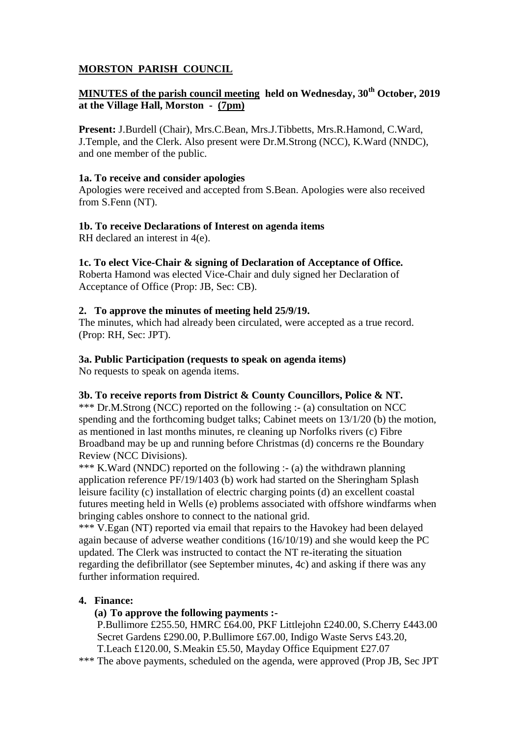# MORSTON PARISH COUNCIL

## MINUTES of the parish council meeting held on Wednesday, 30th October, 2019 at the Village Hall, Morston - (7pm)

**Present:** J.Burdell (Chair), Mrs.C.Bean, Mrs.J.Tibbetts, Mrs.R.Hamond, C.Ward, J.Temple, and the Clerk. Also present were Dr.M.Strong (NCC), K.Ward (NNDC), and one member of the public.

**1a. To receive and consider apologies**

Apologies were received and accepted from S.Bean. Apologies were also received from S.Fenn (NT).

**1b. To receive Declarations of Interest on agenda items**

RH declared an interest in 4(e).

**1c. To elect Vice-Chair & signing of Declaration of Acceptance of Office.**

Roberta Hamond was elected Vice-Chair and duly signed her Declaration of Acceptance of Office (Prop: JB, Sec: CB).

**2. To approve the minutes of meeting held 25/9/19.**

The minutes, which had already been circulated, were accepted as a true record. (Prop: RH, Sec: JPT).

**3a. Public Participation (requests to speak on agenda items)**

No requests to speak on agenda items.

**3b. To receive reports from District & County Councillors, Police & NT.**

*** Dr.M.Strong (NCC) reported on the following :- (a) consultation on NCC spending and the forthcoming budget talks; Cabinet meets on 13/1/20 (b) the motion, as mentioned in last months minutes, re cleaning up Norfolks rivers (c) Fibre Broadband may be up and running before Christmas (d) concerns re the Boundary Review (NCC Divisions).

*** K.Ward (NNDC) reported on the following :- (a) the withdrawn planning application reference PF/19/1403 (b) work had started on the Sheringham Splash leisure facility (c) installation of electric charging points (d) an excellent coastal futures meeting held in Wells (e) problems associated with offshore windfarms when bringing cables onshore to connect to the national grid.

*** V.Egan (NT) reported via email that repairs to the Havokey had been delayed again because of adverse weather conditions (16/10/19) and she would keep the PC updated. The Clerk was instructed to contact the NT re-iterating the situation regarding the defibrillator (see September minutes, 4c) and asking if there was any further information required.

**4. Finance:**

**(a) To approve the following payments :-**

P.Bullimore £255.50, HMRC £64.00, PKF Littlejohn £240.00, S.Cherry £443.00
Secret Gardens £290.00, P.Bullimore £67.00, Indigo Waste Servs £43.20,
T.Leach £120.00, S.Meakin £5.50, Mayday Office Equipment £27.07

*** The above payments, scheduled on the agenda, were approved (Prop JB, Sec JPT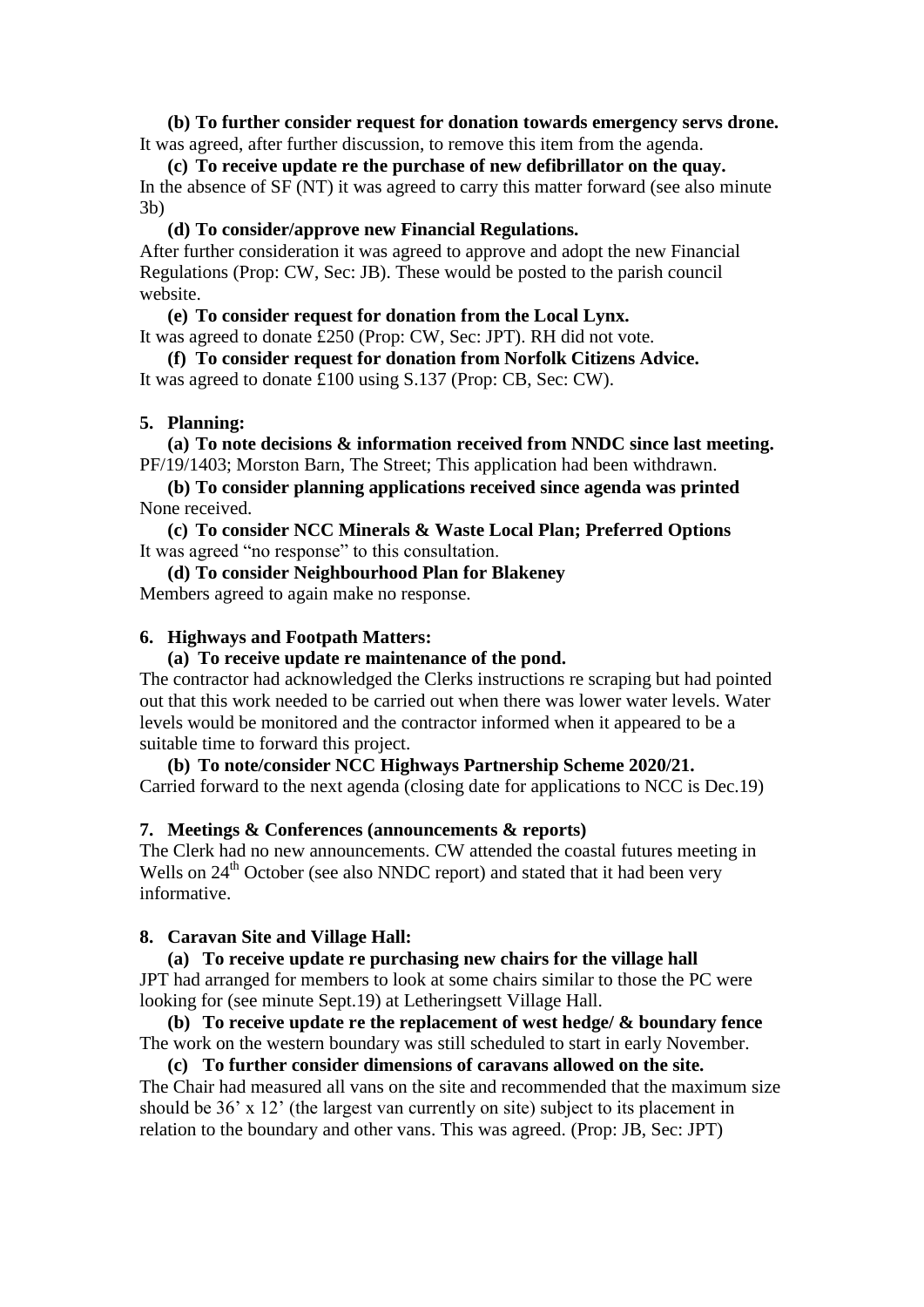**(b) To further consider request for donation towards emergency servs drone.**
It was agreed, after further discussion, to remove this item from the agenda.

**(c) To receive update re the purchase of new defibrillator on the quay.**
In the absence of SF (NT) it was agreed to carry this matter forward (see also minute 3b)

**(d) To consider/approve new Financial Regulations.**
After further consideration it was agreed to approve and adopt the new Financial Regulations (Prop: CW, Sec: JB). These would be posted to the parish council website.

**(e) To consider request for donation from the Local Lynx.**
It was agreed to donate £250 (Prop: CW, Sec: JPT). RH did not vote.

**(f) To consider request for donation from Norfolk Citizens Advice.**
It was agreed to donate £100 using S.137 (Prop: CB, Sec: CW).

**5. Planning:**

**(a) To note decisions & information received from NNDC since last meeting.**
PF/19/1403; Morston Barn, The Street; This application had been withdrawn.

**(b) To consider planning applications received since agenda was printed**
None received.

**(c) To consider NCC Minerals & Waste Local Plan; Preferred Options**
It was agreed "no response" to this consultation.

**(d) To consider Neighbourhood Plan for Blakeney**
Members agreed to again make no response.

**6. Highways and Footpath Matters:**

**(a) To receive update re maintenance of the pond.**
The contractor had acknowledged the Clerks instructions re scraping but had pointed out that this work needed to be carried out when there was lower water levels. Water levels would be monitored and the contractor informed when it appeared to be a suitable time to forward this project.

**(b) To note/consider NCC Highways Partnership Scheme 2020/21.**
Carried forward to the next agenda (closing date for applications to NCC is Dec.19)

**7. Meetings & Conferences (announcements & reports)**
The Clerk had no new announcements. CW attended the coastal futures meeting in Wells on 24th October (see also NNDC report) and stated that it had been very informative.

**8. Caravan Site and Village Hall:**

**(a) To receive update re purchasing new chairs for the village hall**
JPT had arranged for members to look at some chairs similar to those the PC were looking for (see minute Sept.19) at Letheringsett Village Hall.

**(b) To receive update re the replacement of west hedge/ & boundary fence**
The work on the western boundary was still scheduled to start in early November.

**(c) To further consider dimensions of caravans allowed on the site.**
The Chair had measured all vans on the site and recommended that the maximum size should be 36' x 12' (the largest van currently on site) subject to its placement in relation to the boundary and other vans. This was agreed. (Prop: JB, Sec: JPT)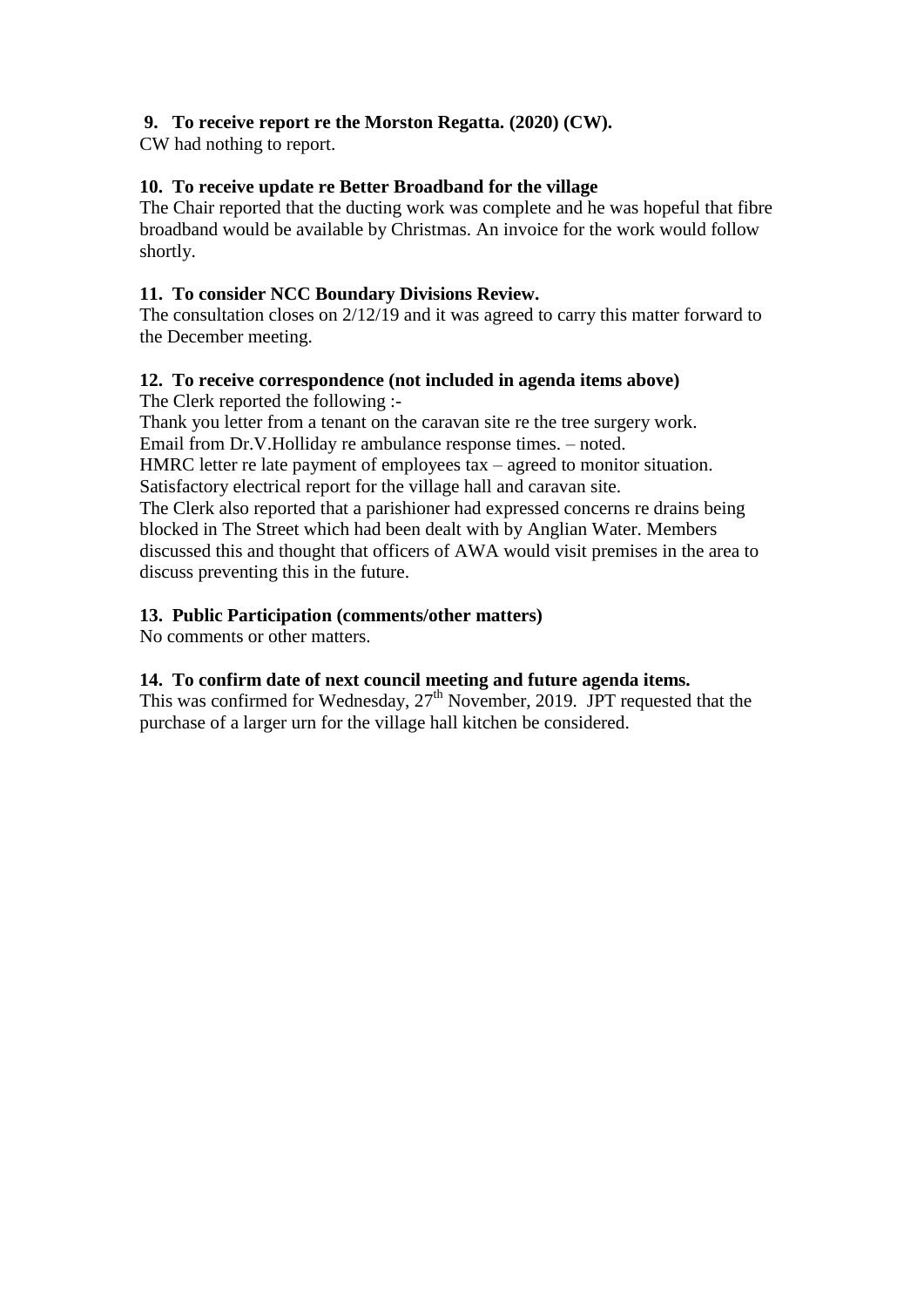**9. To receive report re the Morston Regatta. (2020) (CW).**

CW had nothing to report.

**10. To receive update re Better Broadband for the village**

The Chair reported that the ducting work was complete and he was hopeful that fibre broadband would be available by Christmas. An invoice for the work would follow shortly.

**11. To consider NCC Boundary Divisions Review.**

The consultation closes on 2/12/19 and it was agreed to carry this matter forward to the December meeting.

**12. To receive correspondence (not included in agenda items above)**

The Clerk reported the following :-

Thank you letter from a tenant on the caravan site re the tree surgery work.
Email from Dr.V.Holliday re ambulance response times. – noted.
HMRC letter re late payment of employees tax – agreed to monitor situation.
Satisfactory electrical report for the village hall and caravan site.
The Clerk also reported that a parishioner had expressed concerns re drains being blocked in The Street which had been dealt with by Anglian Water. Members discussed this and thought that officers of AWA would visit premises in the area to discuss preventing this in the future.

**13. Public Participation (comments/other matters)**

No comments or other matters.

**14. To confirm date of next council meeting and future agenda items.**

This was confirmed for Wednesday, 27th November, 2019. JPT requested that the purchase of a larger urn for the village hall kitchen be considered.